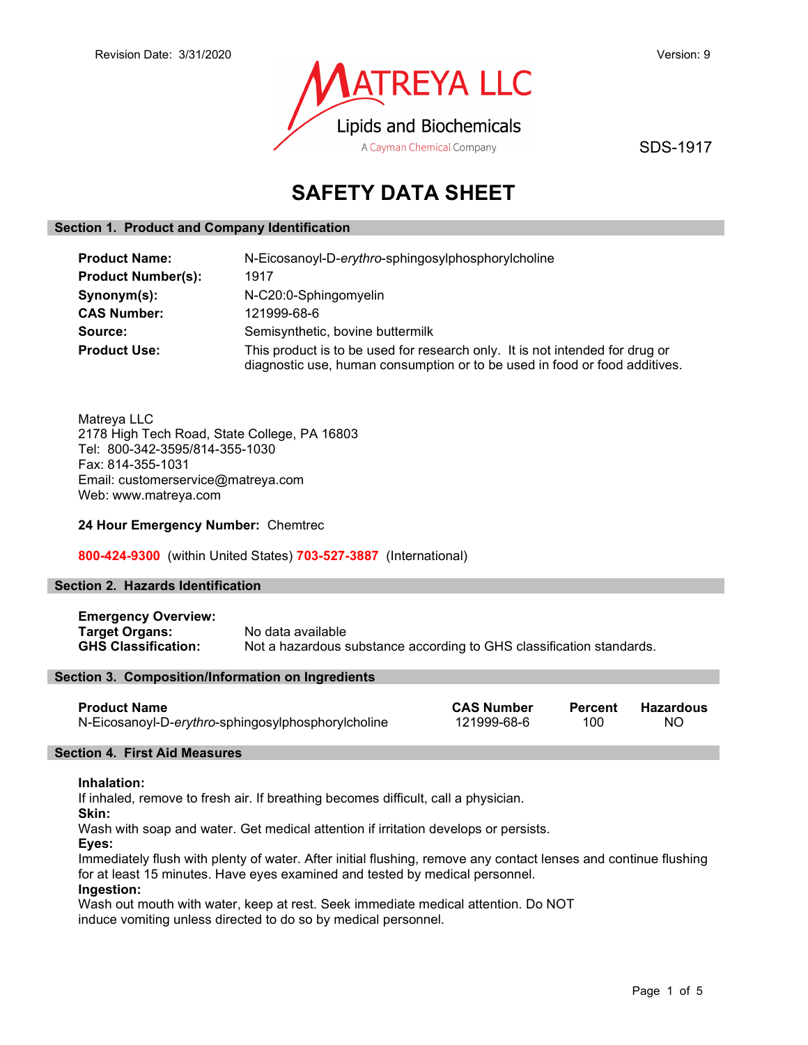Revision Date: 3/31/2020

Version: 9

MATREYA LLC
Lipids and Biochemicals
A Cayman Chemical Company

SDS-1917

# SAFETY DATA SHEET

## Section 1. Product and Company Identification

**Product Name:** N-Eicosanoyl-D-*erythro*-sphingosylphosphorylcholine

**Product Number(s):** 1917

**Synonym(s):** N-C20:0-Sphingomyelin

**CAS Number:** 121999-68-6

**Source:** Semisynthetic, bovine buttermilk

**Product Use:** This product is to be used for research only. It is not intended for drug or diagnostic use, human consumption or to be used in food or food additives.

Matreya LLC
2178 High Tech Road, State College, PA 16803
Tel: 800-342-3595/814-355-1030
Fax: 814-355-1031
Email: customerservice@matreya.com
Web: www.matreya.com

**24 Hour Emergency Number:** Chemtrec

**800-424-9300** (within United States) **703-527-3887** (International)

## Section 2. Hazards Identification

**Emergency Overview:**

**Target Organs:** No data available

**GHS Classification:** Not a hazardous substance according to GHS classification standards.

## Section 3. Composition/Information on Ingredients

| Product Name | CAS Number | Percent | Hazardous |
|---|---|---|---|
| N-Eicosanoyl-D-*erythro*-sphingosylphosphorylcholine | 121999-68-6 | 100 | NO |

## Section 4. First Aid Measures

**Inhalation:**
If inhaled, remove to fresh air. If breathing becomes difficult, call a physician.

**Skin:**
Wash with soap and water. Get medical attention if irritation develops or persists.

**Eyes:**
Immediately flush with plenty of water. After initial flushing, remove any contact lenses and continue flushing for at least 15 minutes. Have eyes examined and tested by medical personnel.

**Ingestion:**
Wash out mouth with water, keep at rest. Seek immediate medical attention. Do NOT induce vomiting unless directed to do so by medical personnel.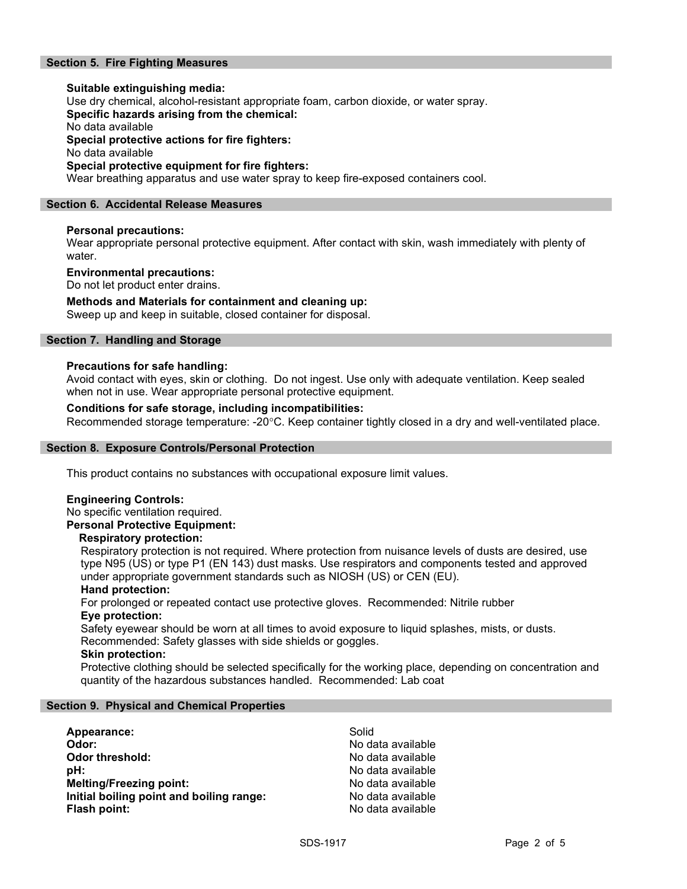## Section 5. Fire Fighting Measures

**Suitable extinguishing media:**
Use dry chemical, alcohol-resistant appropriate foam, carbon dioxide, or water spray.
**Specific hazards arising from the chemical:**
No data available
**Special protective actions for fire fighters:**
No data available
**Special protective equipment for fire fighters:**
Wear breathing apparatus and use water spray to keep fire-exposed containers cool.

## Section 6. Accidental Release Measures

**Personal precautions:**
Wear appropriate personal protective equipment. After contact with skin, wash immediately with plenty of water.

**Environmental precautions:**
Do not let product enter drains.

**Methods and Materials for containment and cleaning up:**
Sweep up and keep in suitable, closed container for disposal.

## Section 7. Handling and Storage

**Precautions for safe handling:**
Avoid contact with eyes, skin or clothing. Do not ingest. Use only with adequate ventilation. Keep sealed when not in use. Wear appropriate personal protective equipment.

**Conditions for safe storage, including incompatibilities:**
Recommended storage temperature: -20°C. Keep container tightly closed in a dry and well-ventilated place.

## Section 8. Exposure Controls/Personal Protection

This product contains no substances with occupational exposure limit values.

**Engineering Controls:**
No specific ventilation required.
**Personal Protective Equipment:**

**Respiratory protection:**
Respiratory protection is not required. Where protection from nuisance levels of dusts are desired, use type N95 (US) or type P1 (EN 143) dust masks. Use respirators and components tested and approved under appropriate government standards such as NIOSH (US) or CEN (EU).

**Hand protection:**
For prolonged or repeated contact use protective gloves. Recommended: Nitrile rubber

**Eye protection:**
Safety eyewear should be worn at all times to avoid exposure to liquid splashes, mists, or dusts. Recommended: Safety glasses with side shields or goggles.

**Skin protection:**
Protective clothing should be selected specifically for the working place, depending on concentration and quantity of the hazardous substances handled. Recommended: Lab coat

## Section 9. Physical and Chemical Properties

| | |
|---|---|
| **Appearance:** | Solid |
| **Odor:** | No data available |
| **Odor threshold:** | No data available |
| **pH:** | No data available |
| **Melting/Freezing point:** | No data available |
| **Initial boiling point and boiling range:** | No data available |
| **Flash point:** | No data available |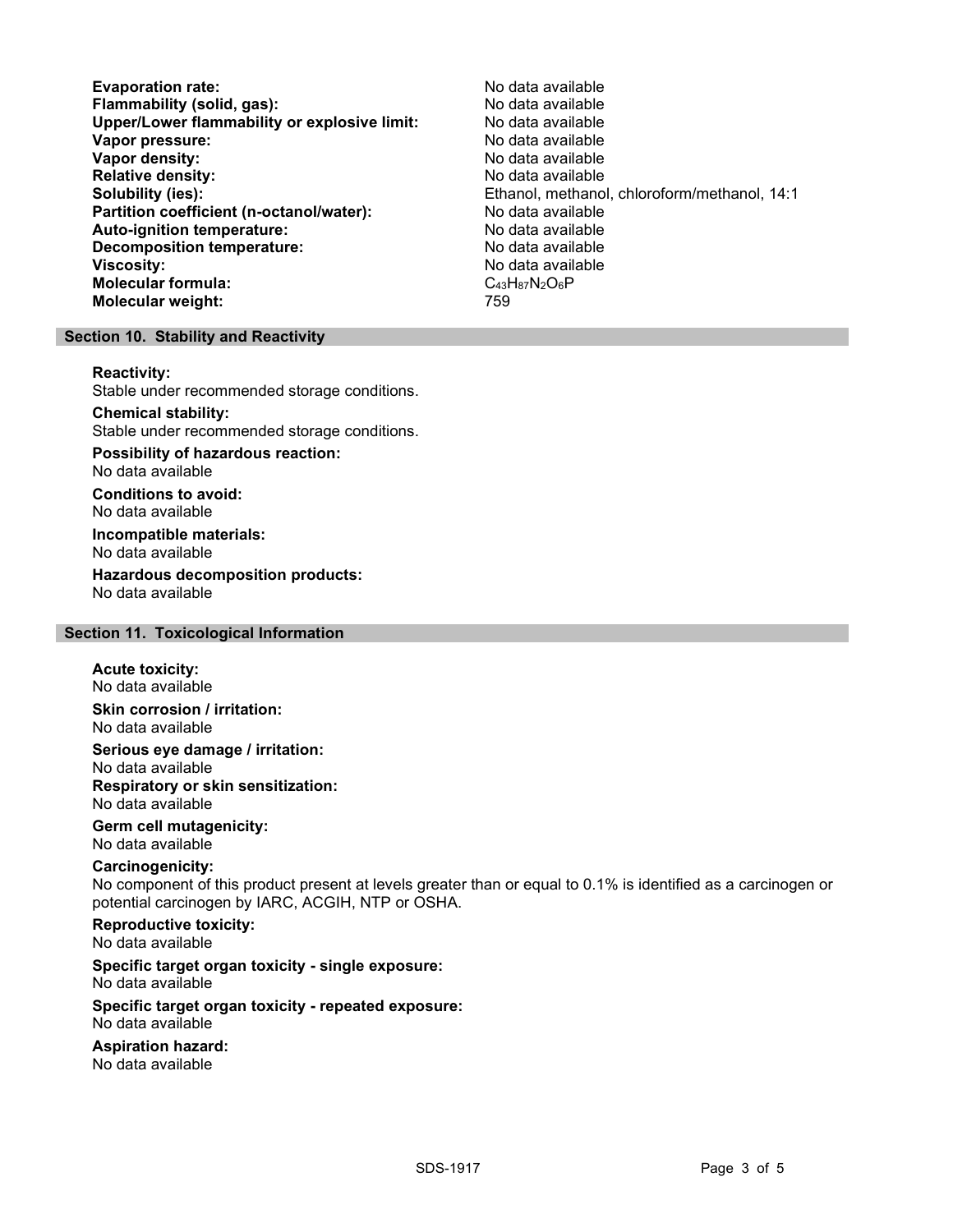| | |
|---|---|
| **Evaporation rate:** | No data available |
| **Flammability (solid, gas):** | No data available |
| **Upper/Lower flammability or explosive limit:** | No data available |
| **Vapor pressure:** | No data available |
| **Vapor density:** | No data available |
| **Relative density:** | No data available |
| **Solubility (ies):** | Ethanol, methanol, chloroform/methanol, 14:1 |
| **Partition coefficient (n-octanol/water):** | No data available |
| **Auto-ignition temperature:** | No data available |
| **Decomposition temperature:** | No data available |
| **Viscosity:** | No data available |
| **Molecular formula:** | $C_{43}H_{87}N_2O_6P$ |
| **Molecular weight:** | 759 |

## Section 10. Stability and Reactivity

**Reactivity:**
Stable under recommended storage conditions.

**Chemical stability:**
Stable under recommended storage conditions.

**Possibility of hazardous reaction:**
No data available

**Conditions to avoid:**
No data available

**Incompatible materials:**
No data available

**Hazardous decomposition products:**
No data available

## Section 11. Toxicological Information

**Acute toxicity:**
No data available

**Skin corrosion / irritation:**
No data available

**Serious eye damage / irritation:**
No data available

**Respiratory or skin sensitization:**
No data available

**Germ cell mutagenicity:**
No data available

**Carcinogenicity:**
No component of this product present at levels greater than or equal to 0.1% is identified as a carcinogen or potential carcinogen by IARC, ACGIH, NTP or OSHA.

**Reproductive toxicity:**
No data available

**Specific target organ toxicity - single exposure:**
No data available

**Specific target organ toxicity - repeated exposure:**
No data available

**Aspiration hazard:**
No data available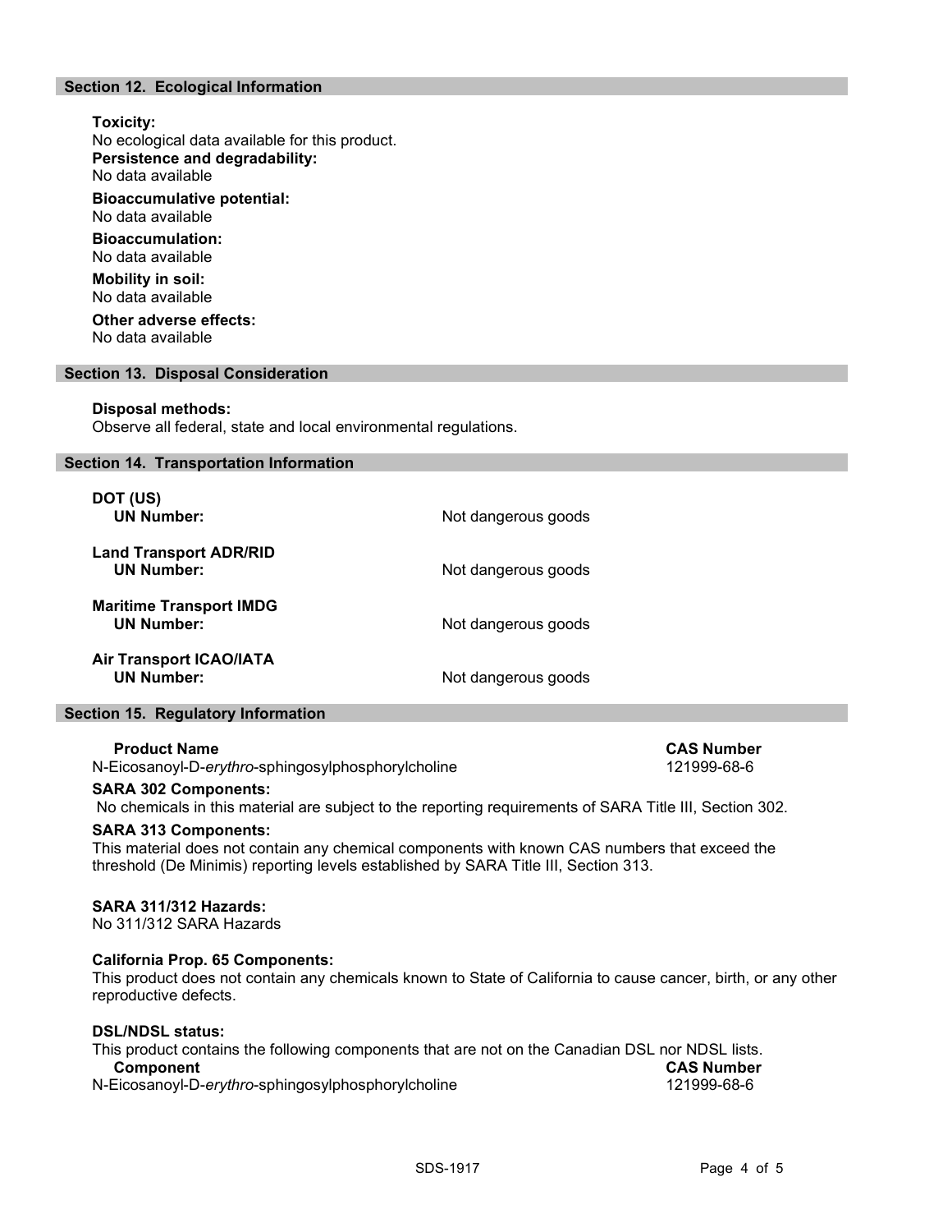## Section 12. Ecological Information

**Toxicity:**
No ecological data available for this product.

**Persistence and degradability:**
No data available

**Bioaccumulative potential:**
No data available

**Bioaccumulation:**
No data available

**Mobility in soil:**
No data available

**Other adverse effects:**
No data available

## Section 13. Disposal Consideration

**Disposal methods:**
Observe all federal, state and local environmental regulations.

## Section 14. Transportation Information

**DOT (US)**
**UN Number:** Not dangerous goods

**Land Transport ADR/RID**
**UN Number:** Not dangerous goods

**Maritime Transport IMDG**
**UN Number:** Not dangerous goods

**Air Transport ICAO/IATA**
**UN Number:** Not dangerous goods

## Section 15. Regulatory Information

| Product Name | CAS Number |
|---|---|
| N-Eicosanoyl-D-*erythro*-sphingosylphosphorylcholine | 121999-68-6 |

**SARA 302 Components:**
No chemicals in this material are subject to the reporting requirements of SARA Title III, Section 302.

**SARA 313 Components:**
This material does not contain any chemical components with known CAS numbers that exceed the threshold (De Minimis) reporting levels established by SARA Title III, Section 313.

**SARA 311/312 Hazards:**
No 311/312 SARA Hazards

**California Prop. 65 Components:**
This product does not contain any chemicals known to State of California to cause cancer, birth, or any other reproductive defects.

**DSL/NDSL status:**
This product contains the following components that are not on the Canadian DSL nor NDSL lists.

| Component | CAS Number |
|---|---|
| N-Eicosanoyl-D-*erythro*-sphingosylphosphorylcholine | 121999-68-6 |

SDS-1917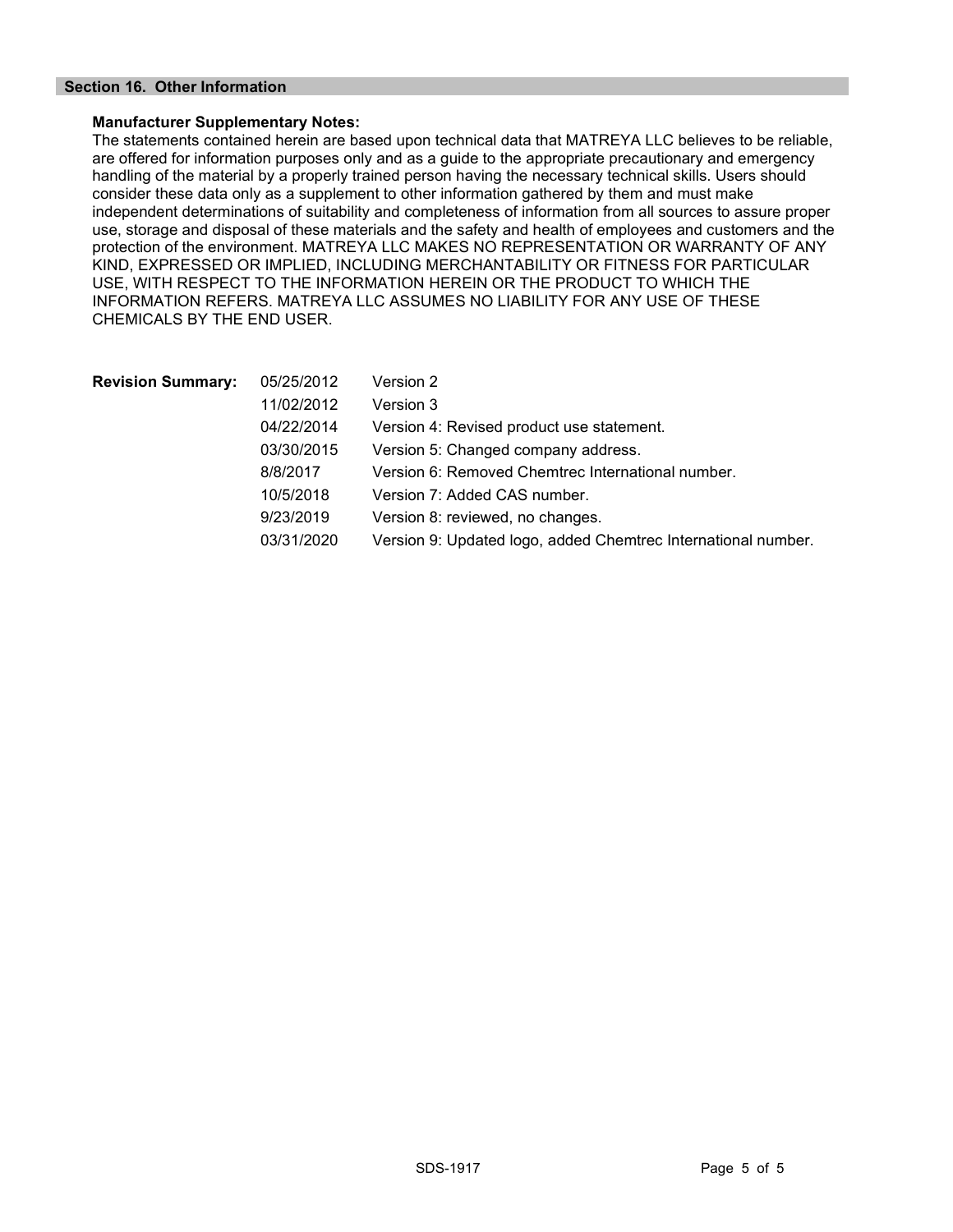## Section 16. Other Information

**Manufacturer Supplementary Notes:**

The statements contained herein are based upon technical data that MATREYA LLC believes to be reliable, are offered for information purposes only and as a guide to the appropriate precautionary and emergency handling of the material by a properly trained person having the necessary technical skills. Users should consider these data only as a supplement to other information gathered by them and must make independent determinations of suitability and completeness of information from all sources to assure proper use, storage and disposal of these materials and the safety and health of employees and customers and the protection of the environment. MATREYA LLC MAKES NO REPRESENTATION OR WARRANTY OF ANY KIND, EXPRESSED OR IMPLIED, INCLUDING MERCHANTABILITY OR FITNESS FOR PARTICULAR USE, WITH RESPECT TO THE INFORMATION HEREIN OR THE PRODUCT TO WHICH THE INFORMATION REFERS. MATREYA LLC ASSUMES NO LIABILITY FOR ANY USE OF THESE CHEMICALS BY THE END USER.

| | | |
|---|---|---|
| **Revision Summary:** | 05/25/2012 | Version 2 |
| | 11/02/2012 | Version 3 |
| | 04/22/2014 | Version 4: Revised product use statement. |
| | 03/30/2015 | Version 5: Changed company address. |
| | 8/8/2017 | Version 6: Removed Chemtrec International number. |
| | 10/5/2018 | Version 7: Added CAS number. |
| | 9/23/2019 | Version 8: reviewed, no changes. |
| | 03/31/2020 | Version 9: Updated logo, added Chemtrec International number. |

SDS-1917